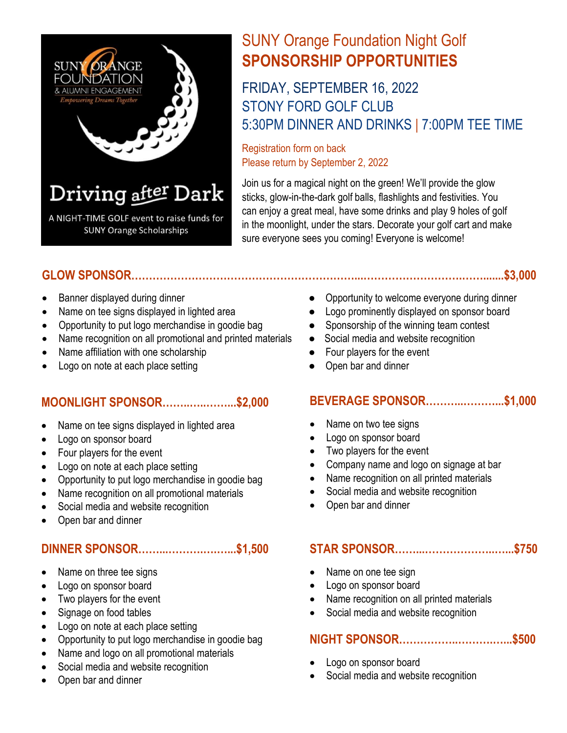SUNY ORANGE FOUNDATION
& ALUMNI ENGAGEMENT
*Empowering Dreams Together*

# Driving after Dark

A NIGHT-TIME GOLF event to raise funds for SUNY Orange Scholarships

## SUNY Orange Foundation Night Golf
## SPONSORSHIP OPPORTUNITIES

### FRIDAY, SEPTEMBER 16, 2022
### STONY FORD GOLF CLUB
### 5:30PM DINNER AND DRINKS | 7:00PM TEE TIME

Registration form on back
Please return by September 2, 2022

Join us for a magical night on the green! We'll provide the glow sticks, glow-in-the-dark golf balls, flashlights and festivities. You can enjoy a great meal, have some drinks and play 9 holes of golf in the moonlight, under the stars. Decorate your golf cart and make sure everyone sees you coming! Everyone is welcome!

### GLOW SPONSOR........................................................$3,000

- Banner displayed during dinner
- Name on tee signs displayed in lighted area
- Opportunity to put logo merchandise in goodie bag
- Name recognition on all promotional and printed materials
- Name affiliation with one scholarship
- Logo on note at each place setting
- Opportunity to welcome everyone during dinner
- Logo prominently displayed on sponsor board
- Sponsorship of the winning team contest
- Social media and website recognition
- Four players for the event
- Open bar and dinner

### MOONLIGHT SPONSOR.......................$2,000

- Name on tee signs displayed in lighted area
- Logo on sponsor board
- Four players for the event
- Logo on note at each place setting
- Opportunity to put logo merchandise in goodie bag
- Name recognition on all promotional materials
- Social media and website recognition
- Open bar and dinner

### DINNER SPONSOR..............................$1,500

- Name on three tee signs
- Logo on sponsor board
- Two players for the event
- Signage on food tables
- Logo on note at each place setting
- Opportunity to put logo merchandise in goodie bag
- Name and logo on all promotional materials
- Social media and website recognition
- Open bar and dinner

### BEVERAGE SPONSOR.......................$1,000

- Name on two tee signs
- Logo on sponsor board
- Two players for the event
- Company name and logo on signage at bar
- Name recognition on all printed materials
- Social media and website recognition
- Open bar and dinner

### STAR SPONSOR.................................$750

- Name on one tee sign
- Logo on sponsor board
- Name recognition on all printed materials
- Social media and website recognition

### NIGHT SPONSOR.................................$500

- Logo on sponsor board
- Social media and website recognition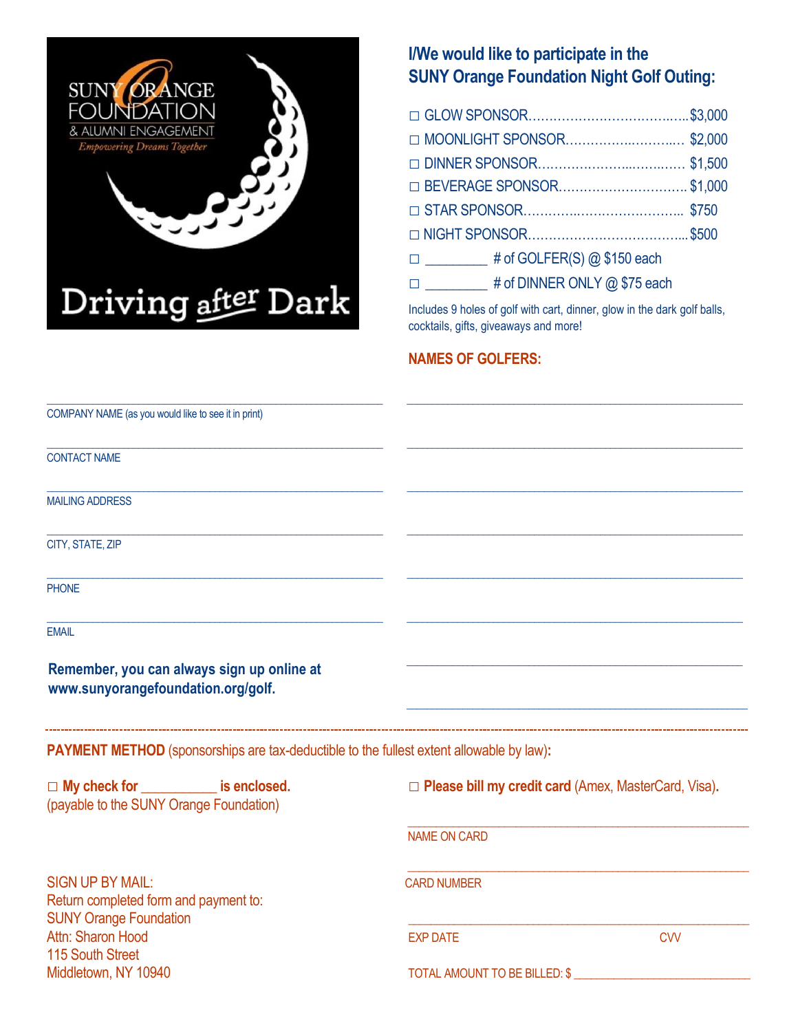SUNY ORANGE FOUNDATION
& ALUMNI ENGAGEMENT
*Empowering Dreams Together*

Driving after Dark

## I/We would like to participate in the SUNY Orange Foundation Night Golf Outing:

- ☐ GLOW SPONSOR……………………………….....$3,000
- ☐ MOONLIGHT SPONSOR………………………… $2,000
- ☐ DINNER SPONSOR……………………………… $1,500
- ☐ BEVERAGE SPONSOR………………………….. $1,000
- ☐ STAR SPONSOR……………………………….. $750
- ☐ NIGHT SPONSOR……………………………….. $500
- ☐ ________ # of GOLFER(S) @ $150 each
- ☐ ________ # of DINNER ONLY @ $75 each

Includes 9 holes of golf with cart, dinner, glow in the dark golf balls, cocktails, gifts, giveaways and more!

**NAMES OF GOLFERS:**

______________________________________________

______________________________________________

______________________________________________

______________________________________________

______________________________________________

______________________________________________

______________________________________________

______________________________________________

______________________________________________
COMPANY NAME (as you would like to see it in print)

______________________________________________
CONTACT NAME

______________________________________________
MAILING ADDRESS

______________________________________________
CITY, STATE, ZIP

______________________________________________
PHONE

______________________________________________
EMAIL

**Remember, you can always sign up online at www.sunyorangefoundation.org/golf.**

---

**PAYMENT METHOD** (sponsorships are tax-deductible to the fullest extent allowable by law)**:**

☐ **My check for __________ is enclosed.**
(payable to the SUNY Orange Foundation)

☐ **Please bill my credit card** (Amex, MasterCard, Visa)**.**

______________________________________________
NAME ON CARD

______________________________________________
CARD NUMBER

______________________________________________
EXP DATE CVV

TOTAL AMOUNT TO BE BILLED: $ ____________________________

SIGN UP BY MAIL:
Return completed form and payment to:
SUNY Orange Foundation
Attn: Sharon Hood
115 South Street
Middletown, NY 10940